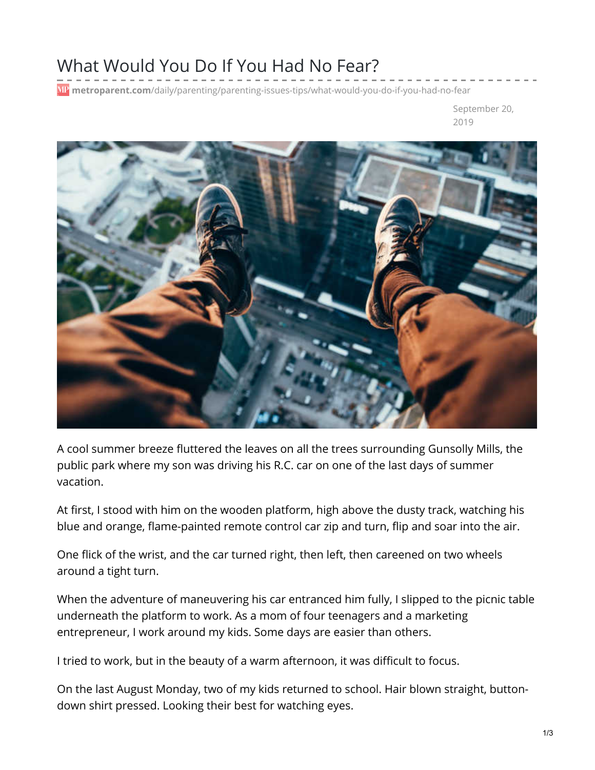# What Would You Do If You Had No Fear?

metroparent.com/daily/parenting/parenting-issues-tips/what-would-you-do-if-you-had-no-fear

September 20, 2019

A cool summer breeze fluttered the leaves on all the trees surrounding Gunsolly Mills, the public park where my son was driving his R.C. car on one of the last days of summer vacation.

At first, I stood with him on the wooden platform, high above the dusty track, watching his blue and orange, flame-painted remote control car zip and turn, flip and soar into the air.

One flick of the wrist, and the car turned right, then left, then careened on two wheels around a tight turn.

When the adventure of maneuvering his car entranced him fully, I slipped to the picnic table underneath the platform to work. As a mom of four teenagers and a marketing entrepreneur, I work around my kids. Some days are easier than others.

I tried to work, but in the beauty of a warm afternoon, it was difficult to focus.

On the last August Monday, two of my kids returned to school. Hair blown straight, button-down shirt pressed. Looking their best for watching eyes.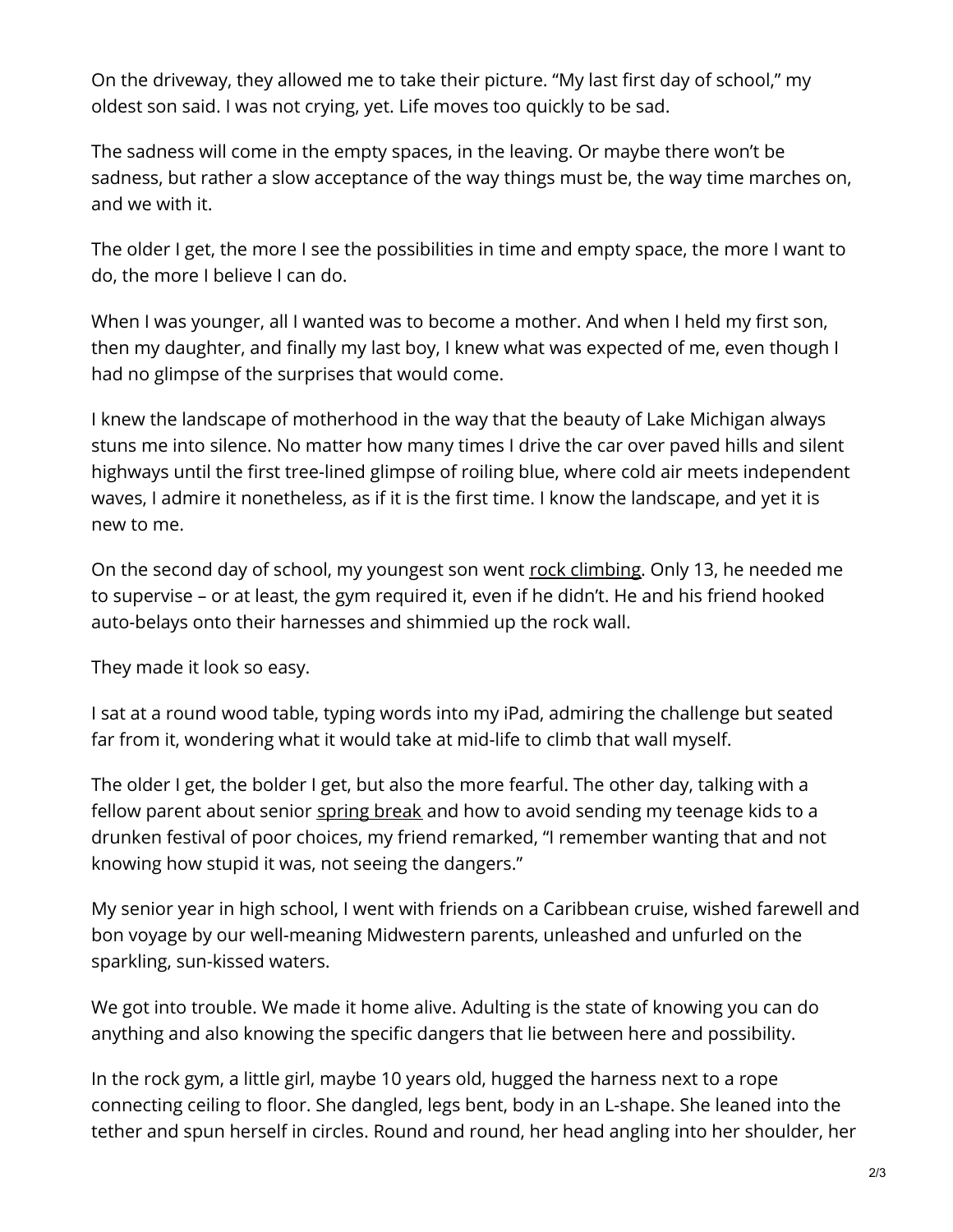On the driveway, they allowed me to take their picture. “My last first day of school,” my oldest son said. I was not crying, yet. Life moves too quickly to be sad.

The sadness will come in the empty spaces, in the leaving. Or maybe there won’t be sadness, but rather a slow acceptance of the way things must be, the way time marches on, and we with it.

The older I get, the more I see the possibilities in time and empty space, the more I want to do, the more I believe I can do.

When I was younger, all I wanted was to become a mother. And when I held my first son, then my daughter, and finally my last boy, I knew what was expected of me, even though I had no glimpse of the surprises that would come.

I knew the landscape of motherhood in the way that the beauty of Lake Michigan always stuns me into silence. No matter how many times I drive the car over paved hills and silent highways until the first tree-lined glimpse of roiling blue, where cold air meets independent waves, I admire it nonetheless, as if it is the first time. I know the landscape, and yet it is new to me.

On the second day of school, my youngest son went rock climbing. Only 13, he needed me to supervise – or at least, the gym required it, even if he didn’t. He and his friend hooked auto-belays onto their harnesses and shimmied up the rock wall.

They made it look so easy.

I sat at a round wood table, typing words into my iPad, admiring the challenge but seated far from it, wondering what it would take at mid-life to climb that wall myself.

The older I get, the bolder I get, but also the more fearful. The other day, talking with a fellow parent about senior spring break and how to avoid sending my teenage kids to a drunken festival of poor choices, my friend remarked, “I remember wanting that and not knowing how stupid it was, not seeing the dangers.”

My senior year in high school, I went with friends on a Caribbean cruise, wished farewell and bon voyage by our well-meaning Midwestern parents, unleashed and unfurled on the sparkling, sun-kissed waters.

We got into trouble. We made it home alive. Adulting is the state of knowing you can do anything and also knowing the specific dangers that lie between here and possibility.

In the rock gym, a little girl, maybe 10 years old, hugged the harness next to a rope connecting ceiling to floor. She dangled, legs bent, body in an L-shape. She leaned into the tether and spun herself in circles. Round and round, her head angling into her shoulder, her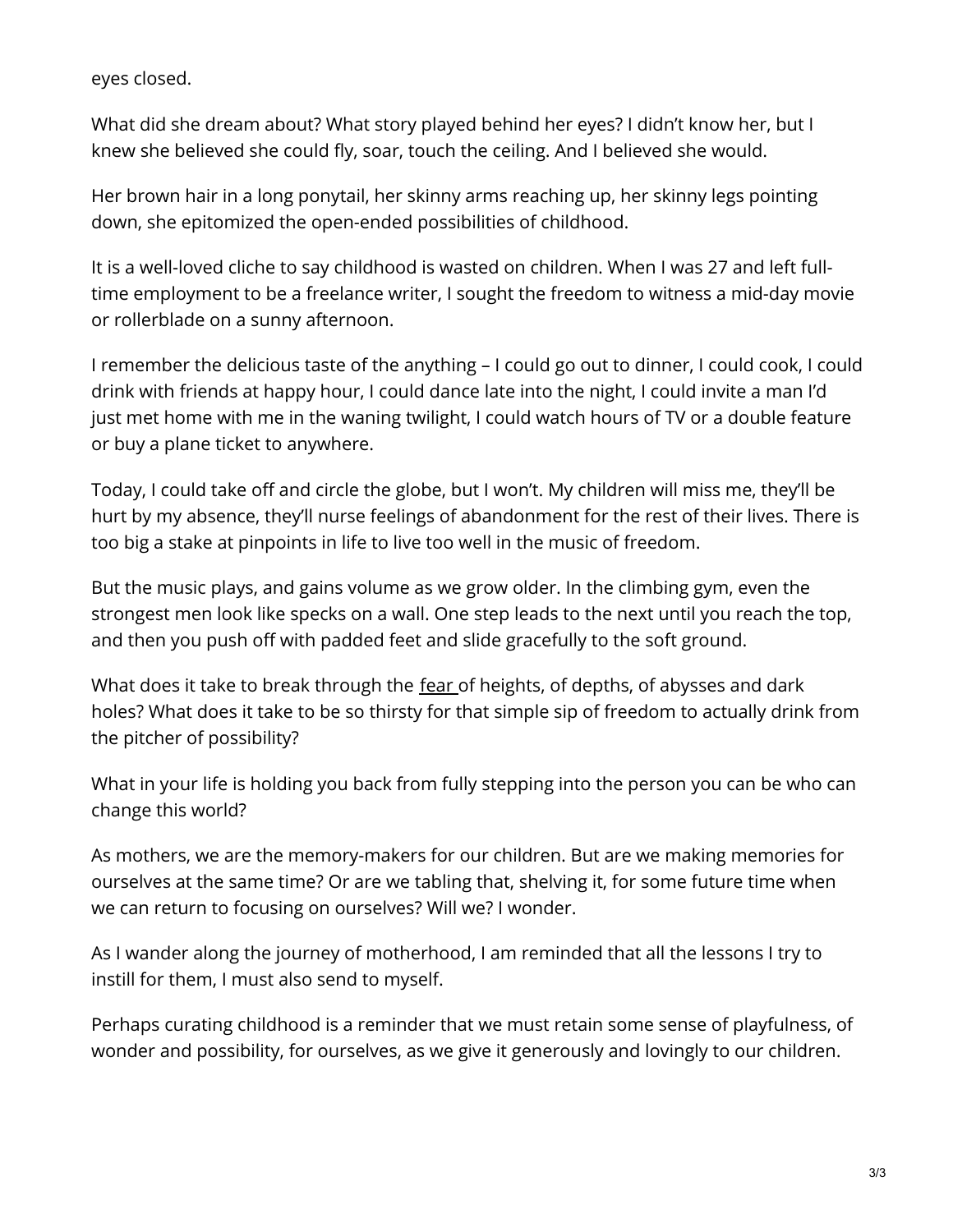eyes closed.

What did she dream about? What story played behind her eyes? I didn't know her, but I knew she believed she could fly, soar, touch the ceiling. And I believed she would.

Her brown hair in a long ponytail, her skinny arms reaching up, her skinny legs pointing down, she epitomized the open-ended possibilities of childhood.

It is a well-loved cliche to say childhood is wasted on children. When I was 27 and left full-time employment to be a freelance writer, I sought the freedom to witness a mid-day movie or rollerblade on a sunny afternoon.

I remember the delicious taste of the anything – I could go out to dinner, I could cook, I could drink with friends at happy hour, I could dance late into the night, I could invite a man I'd just met home with me in the waning twilight, I could watch hours of TV or a double feature or buy a plane ticket to anywhere.

Today, I could take off and circle the globe, but I won't. My children will miss me, they'll be hurt by my absence, they'll nurse feelings of abandonment for the rest of their lives. There is too big a stake at pinpoints in life to live too well in the music of freedom.

But the music plays, and gains volume as we grow older. In the climbing gym, even the strongest men look like specks on a wall. One step leads to the next until you reach the top, and then you push off with padded feet and slide gracefully to the soft ground.

What does it take to break through the fear of heights, of depths, of abysses and dark holes? What does it take to be so thirsty for that simple sip of freedom to actually drink from the pitcher of possibility?

What in your life is holding you back from fully stepping into the person you can be who can change this world?

As mothers, we are the memory-makers for our children. But are we making memories for ourselves at the same time? Or are we tabling that, shelving it, for some future time when we can return to focusing on ourselves? Will we? I wonder.

As I wander along the journey of motherhood, I am reminded that all the lessons I try to instill for them, I must also send to myself.

Perhaps curating childhood is a reminder that we must retain some sense of playfulness, of wonder and possibility, for ourselves, as we give it generously and lovingly to our children.